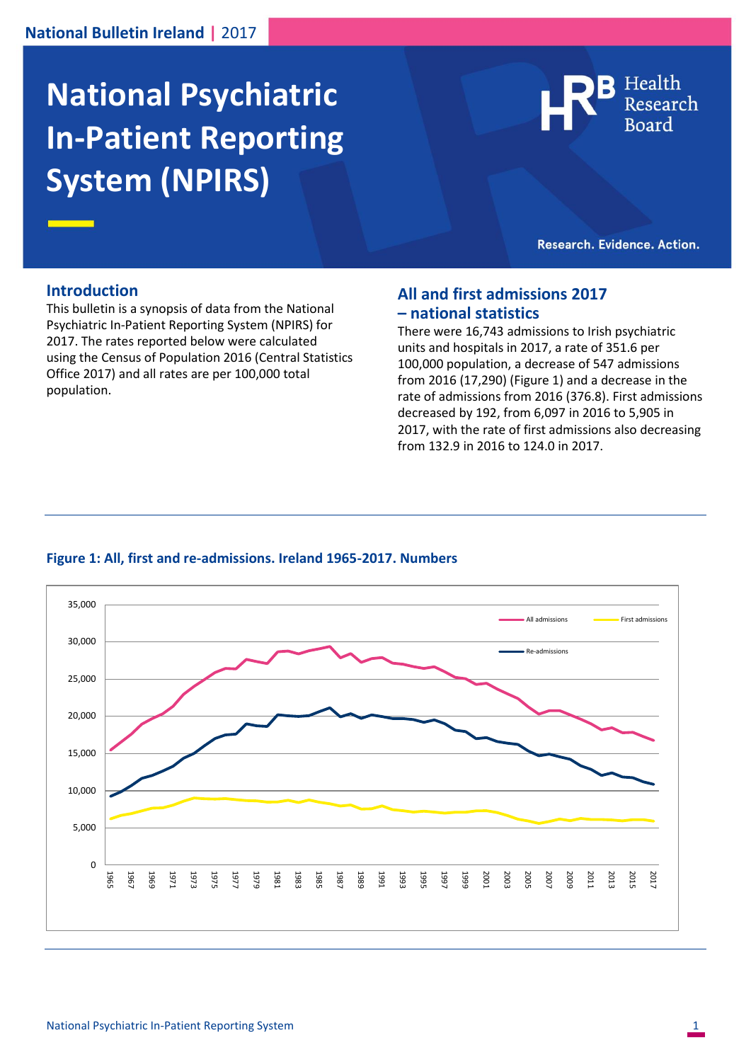# National Psychiatric In-Patient Reporting System (NPIRS)

## Introduction

This bulletin is a synopsis of data from the National Psychiatric In-Patient Reporting System (NPIRS) for 2017. The rates reported below were calculated using the Census of Population 2016 (Central Statistics Office 2017) and all rates are per 100,000 total population.

## All and first admissions 2017 – national statistics

There were 16,743 admissions to Irish psychiatric units and hospitals in 2017, a rate of 351.6 per 100,000 population, a decrease of 547 admissions from 2016 (17,290) (Figure 1) and a decrease in the rate of admissions from 2016 (376.8). First admissions decreased by 192, from 6,097 in 2016 to 5,905 in 2017, with the rate of first admissions also decreasing from 132.9 in 2016 to 124.0 in 2017.

**Figure 1: All, first and re-admissions. Ireland 1965-2017. Numbers**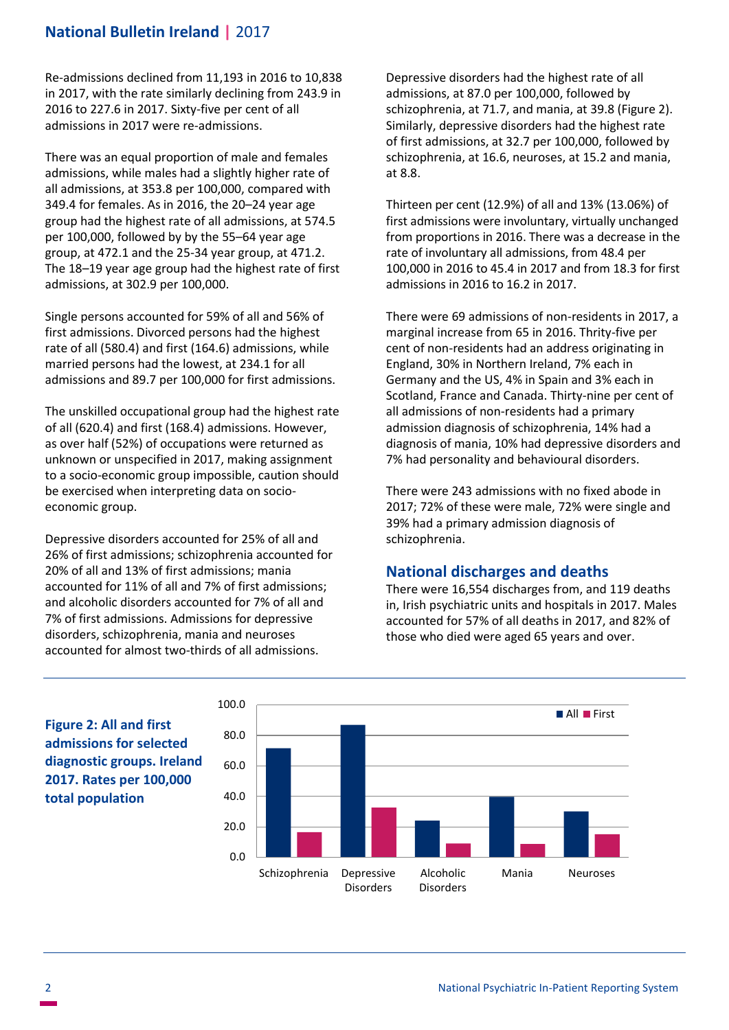Re-admissions declined from 11,193 in 2016 to 10,838 in 2017, with the rate similarly declining from 243.9 in 2016 to 227.6 in 2017. Sixty-five per cent of all admissions in 2017 were re-admissions.

There was an equal proportion of male and females admissions, while males had a slightly higher rate of all admissions, at 353.8 per 100,000, compared with 349.4 for females. As in 2016, the 20–24 year age group had the highest rate of all admissions, at 574.5 per 100,000, followed by by the 55–64 year age group, at 472.1 and the 25-34 year group, at 471.2. The 18–19 year age group had the highest rate of first admissions, at 302.9 per 100,000.

Single persons accounted for 59% of all and 56% of first admissions. Divorced persons had the highest rate of all (580.4) and first (164.6) admissions, while married persons had the lowest, at 234.1 for all admissions and 89.7 per 100,000 for first admissions.

The unskilled occupational group had the highest rate of all (620.4) and first (168.4) admissions. However, as over half (52%) of occupations were returned as unknown or unspecified in 2017, making assignment to a socio-economic group impossible, caution should be exercised when interpreting data on socio-economic group.

Depressive disorders accounted for 25% of all and 26% of first admissions; schizophrenia accounted for 20% of all and 13% of first admissions; mania accounted for 11% of all and 7% of first admissions; and alcoholic disorders accounted for 7% of all and 7% of first admissions. Admissions for depressive disorders, schizophrenia, mania and neuroses accounted for almost two-thirds of all admissions.

Depressive disorders had the highest rate of all admissions, at 87.0 per 100,000, followed by schizophrenia, at 71.7, and mania, at 39.8 (Figure 2). Similarly, depressive disorders had the highest rate of first admissions, at 32.7 per 100,000, followed by schizophrenia, at 16.6, neuroses, at 15.2 and mania, at 8.8.

Thirteen per cent (12.9%) of all and 13% (13.06%) of first admissions were involuntary, virtually unchanged from proportions in 2016. There was a decrease in the rate of involuntary all admissions, from 48.4 per 100,000 in 2016 to 45.4 in 2017 and from 18.3 for first admissions in 2016 to 16.2 in 2017.

There were 69 admissions of non-residents in 2017, a marginal increase from 65 in 2016. Thirty-five per cent of non-residents had an address originating in England, 30% in Northern Ireland, 7% each in Germany and the US, 4% in Spain and 3% each in Scotland, France and Canada. Thirty-nine per cent of all admissions of non-residents had a primary admission diagnosis of schizophrenia, 14% had a diagnosis of mania, 10% had depressive disorders and 7% had personality and behavioural disorders.

There were 243 admissions with no fixed abode in 2017; 72% of these were male, 72% were single and 39% had a primary admission diagnosis of schizophrenia.

## National discharges and deaths

There were 16,554 discharges from, and 119 deaths in, Irish psychiatric units and hospitals in 2017. Males accounted for 57% of all deaths in 2017, and 82% of those who died were aged 65 years and over.

**Figure 2: All and first admissions for selected diagnostic groups. Ireland 2017. Rates per 100,000 total population**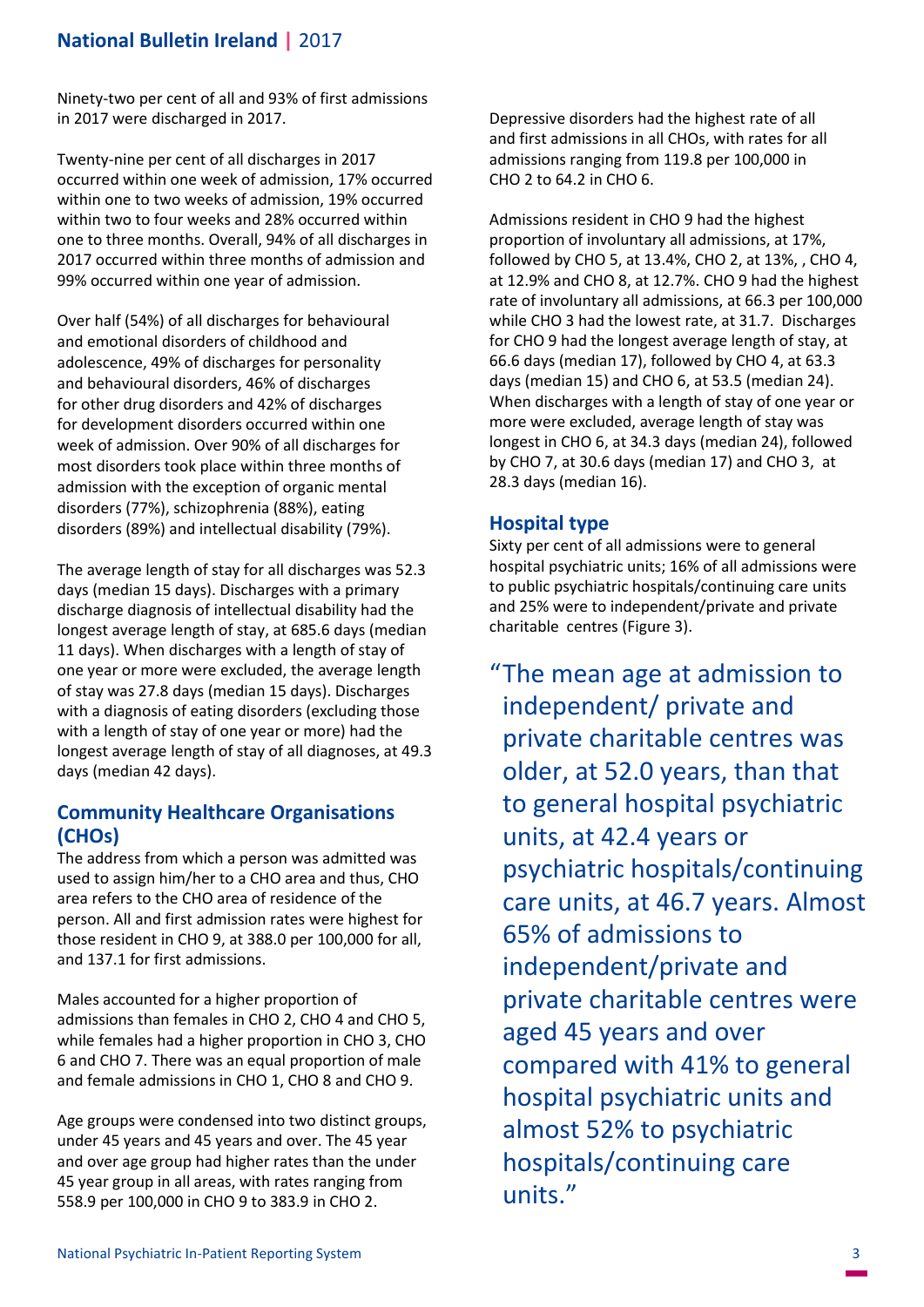Ninety-two per cent of all and 93% of first admissions in 2017 were discharged in 2017.

Twenty-nine per cent of all discharges in 2017 occurred within one week of admission, 17% occurred within one to two weeks of admission, 19% occurred within two to four weeks and 28% occurred within one to three months. Overall, 94% of all discharges in 2017 occurred within three months of admission and 99% occurred within one year of admission.

Over half (54%) of all discharges for behavioural and emotional disorders of childhood and adolescence, 49% of discharges for personality and behavioural disorders, 46% of discharges for other drug disorders and 42% of discharges for development disorders occurred within one week of admission. Over 90% of all discharges for most disorders took place within three months of admission with the exception of organic mental disorders (77%), schizophrenia (88%), eating disorders (89%) and intellectual disability (79%).

The average length of stay for all discharges was 52.3 days (median 15 days). Discharges with a primary discharge diagnosis of intellectual disability had the longest average length of stay, at 685.6 days (median 11 days). When discharges with a length of stay of one year or more were excluded, the average length of stay was 27.8 days (median 15 days). Discharges with a diagnosis of eating disorders (excluding those with a length of stay of one year or more) had the longest average length of stay of all diagnoses, at 49.3 days (median 42 days).

## Community Healthcare Organisations (CHOs)

The address from which a person was admitted was used to assign him/her to a CHO area and thus, CHO area refers to the CHO area of residence of the person. All and first admission rates were highest for those resident in CHO 9, at 388.0 per 100,000 for all, and 137.1 for first admissions.

Males accounted for a higher proportion of admissions than females in CHO 2, CHO 4 and CHO 5, while females had a higher proportion in CHO 3, CHO 6 and CHO 7. There was an equal proportion of male and female admissions in CHO 1, CHO 8 and CHO 9.

Age groups were condensed into two distinct groups, under 45 years and 45 years and over. The 45 year and over age group had higher rates than the under 45 year group in all areas, with rates ranging from 558.9 per 100,000 in CHO 9 to 383.9 in CHO 2.

Depressive disorders had the highest rate of all and first admissions in all CHOs, with rates for all admissions ranging from 119.8 per 100,000 in CHO 2 to 64.2 in CHO 6.

Admissions resident in CHO 9 had the highest proportion of involuntary all admissions, at 17%, followed by CHO 5, at 13.4%, CHO 2, at 13%, , CHO 4, at 12.9% and CHO 8, at 12.7%. CHO 9 had the highest rate of involuntary all admissions, at 66.3 per 100,000 while CHO 3 had the lowest rate, at 31.7. Discharges for CHO 9 had the longest average length of stay, at 66.6 days (median 17), followed by CHO 4, at 63.3 days (median 15) and CHO 6, at 53.5 (median 24). When discharges with a length of stay of one year or more were excluded, average length of stay was longest in CHO 6, at 34.3 days (median 24), followed by CHO 7, at 30.6 days (median 17) and CHO 3, at 28.3 days (median 16).

## Hospital type

Sixty per cent of all admissions were to general hospital psychiatric units; 16% of all admissions were to public psychiatric hospitals/continuing care units and 25% were to independent/private and private charitable centres (Figure 3).

> "The mean age at admission to independent/ private and private charitable centres was older, at 52.0 years, than that to general hospital psychiatric units, at 42.4 years or psychiatric hospitals/continuing care units, at 46.7 years. Almost 65% of admissions to independent/private and private charitable centres were aged 45 years and over compared with 41% to general hospital psychiatric units and almost 52% to psychiatric hospitals/continuing care units."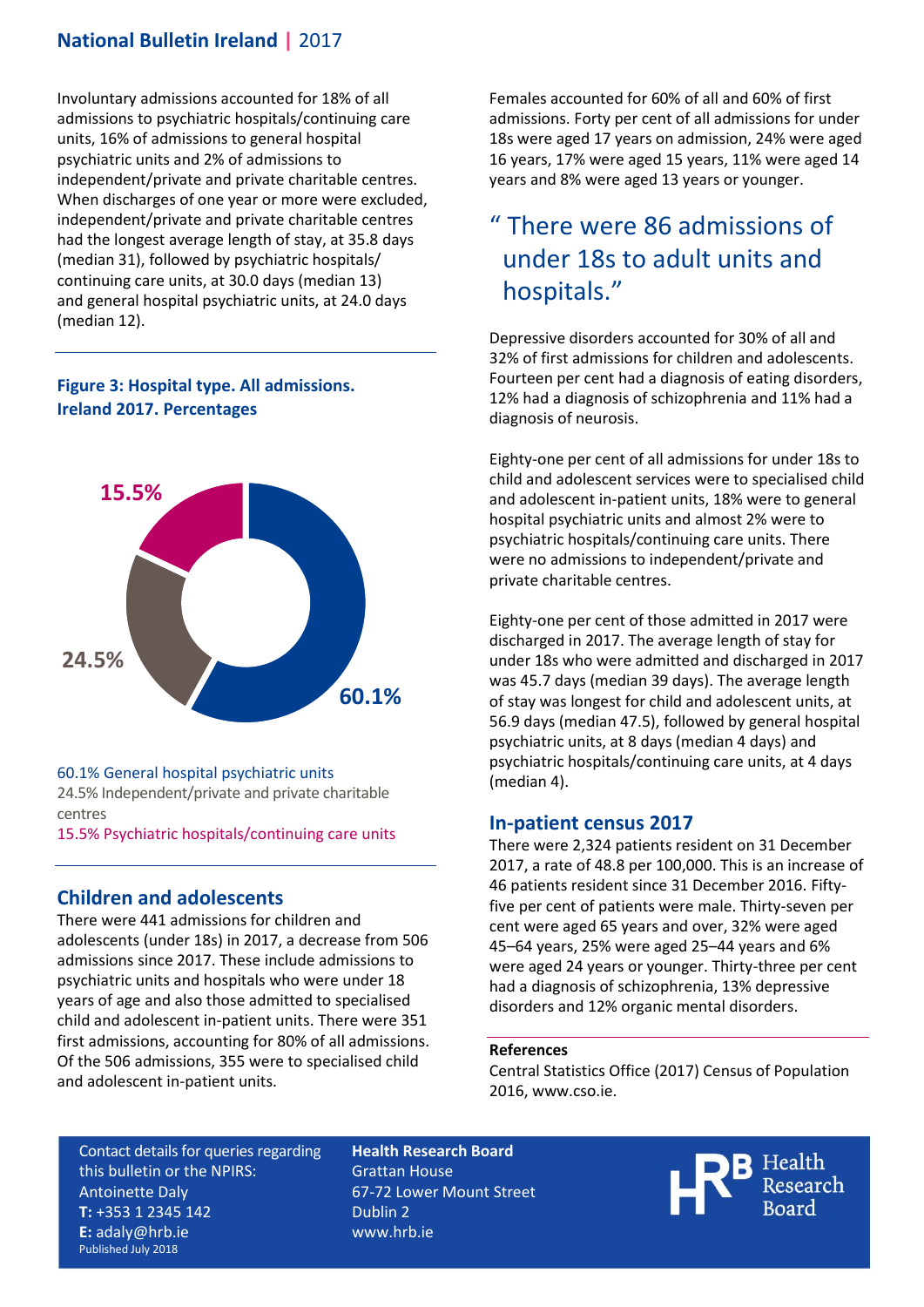Involuntary admissions accounted for 18% of all admissions to psychiatric hospitals/continuing care units, 16% of admissions to general hospital psychiatric units and 2% of admissions to independent/private and private charitable centres. When discharges of one year or more were excluded, independent/private and private charitable centres had the longest average length of stay, at 35.8 days (median 31), followed by psychiatric hospitals/ continuing care units, at 30.0 days (median 13) and general hospital psychiatric units, at 24.0 days (median 12).

**Figure 3: Hospital type. All admissions. Ireland 2017. Percentages**

15.5%

24.5%

60.1%

60.1% General hospital psychiatric units
24.5% Independent/private and private charitable centres
15.5% Psychiatric hospitals/continuing care units

## Children and adolescents

There were 441 admissions for children and adolescents (under 18s) in 2017, a decrease from 506 admissions since 2017. These include admissions to psychiatric units and hospitals who were under 18 years of age and also those admitted to specialised child and adolescent in-patient units. There were 351 first admissions, accounting for 80% of all admissions. Of the 506 admissions, 355 were to specialised child and adolescent in-patient units.

Females accounted for 60% of all and 60% of first admissions. Forty per cent of all admissions for under 18s were aged 17 years on admission, 24% were aged 16 years, 17% were aged 15 years, 11% were aged 14 years and 8% were aged 13 years or younger.

> " There were 86 admissions of under 18s to adult units and hospitals."

Depressive disorders accounted for 30% of all and 32% of first admissions for children and adolescents. Fourteen per cent had a diagnosis of eating disorders, 12% had a diagnosis of schizophrenia and 11% had a diagnosis of neurosis.

Eighty-one per cent of all admissions for under 18s to child and adolescent services were to specialised child and adolescent in-patient units, 18% were to general hospital psychiatric units and almost 2% were to psychiatric hospitals/continuing care units. There were no admissions to independent/private and private charitable centres.

Eighty-one per cent of those admitted in 2017 were discharged in 2017. The average length of stay for under 18s who were admitted and discharged in 2017 was 45.7 days (median 39 days). The average length of stay was longest for child and adolescent units, at 56.9 days (median 47.5), followed by general hospital psychiatric units, at 8 days (median 4 days) and psychiatric hospitals/continuing care units, at 4 days (median 4).

## In-patient census 2017

There were 2,324 patients resident on 31 December 2017, a rate of 48.8 per 100,000. This is an increase of 46 patients resident since 31 December 2016. Fifty-five per cent of patients were male. Thirty-seven per cent were aged 65 years and over, 32% were aged 45–64 years, 25% were aged 25–44 years and 6% were aged 24 years or younger. Thirty-three per cent had a diagnosis of schizophrenia, 13% depressive disorders and 12% organic mental disorders.

**References**

Central Statistics Office (2017) Census of Population 2016, www.cso.ie.

Contact details for queries regarding this bulletin or the NPIRS:
Antoinette Daly
**T:** +353 1 2345 142
**E:** adaly@hrb.ie
Published July 2018

**Health Research Board**
Grattan House
67-72 Lower Mount Street
Dublin 2
www.hrb.ie